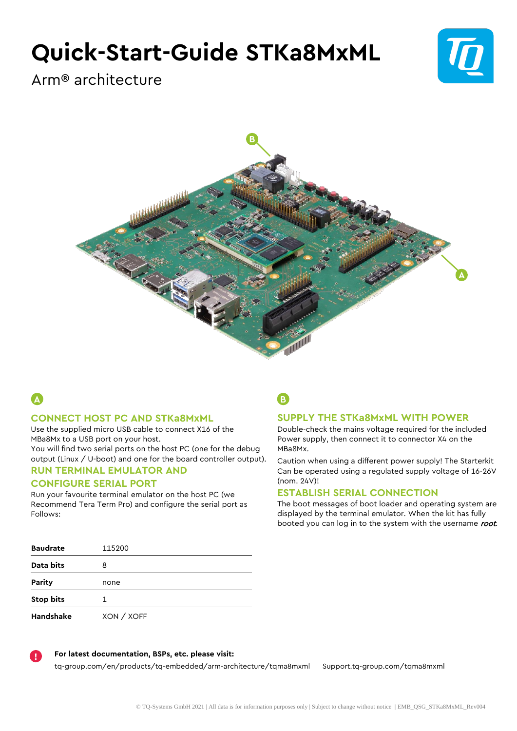# Quick-Start-Guide STKa8MxML

Arm® architecture

A

## CONNECT HOST PC AND STKa8MxML

Use the supplied micro USB cable to connect X16 of the MBa8Mx to a USB port on your host.
You will find two serial ports on the host PC (one for the debug output (Linux / U-boot) and one for the board controller output).

## RUN TERMINAL EMULATOR AND CONFIGURE SERIAL PORT

Run your favourite terminal emulator on the host PC (we Recommend Tera Term Pro) and configure the serial port as Follows:

| | |
|---|---|
| **Baudrate** | 115200 |
| **Data bits** | 8 |
| **Parity** | none |
| **Stop bits** | 1 |
| **Handshake** | XON / XOFF |

B

## SUPPLY THE STKa8MxML WITH POWER

Double-check the mains voltage required for the included Power supply, then connect it to connector X4 on the MBa8Mx.

Caution when using a different power supply! The Starterkit Can be operated using a regulated supply voltage of 16-26V (nom. 24V)!

## ESTABLISH SERIAL CONNECTION

The boot messages of boot loader and operating system are displayed by the terminal emulator. When the kit has fully booted you can log in to the system with the username ***root***.

**For latest documentation, BSPs, etc. please visit:**

tq-group.com/en/products/tq-embedded/arm-architecture/tqma8mxml    Support.tq-group.com/tqma8mxml

© TQ-Systems GmbH 2021 | All data is for information purposes only | Subject to change without notice | EMB_QSG_STKa8MxML_Rev004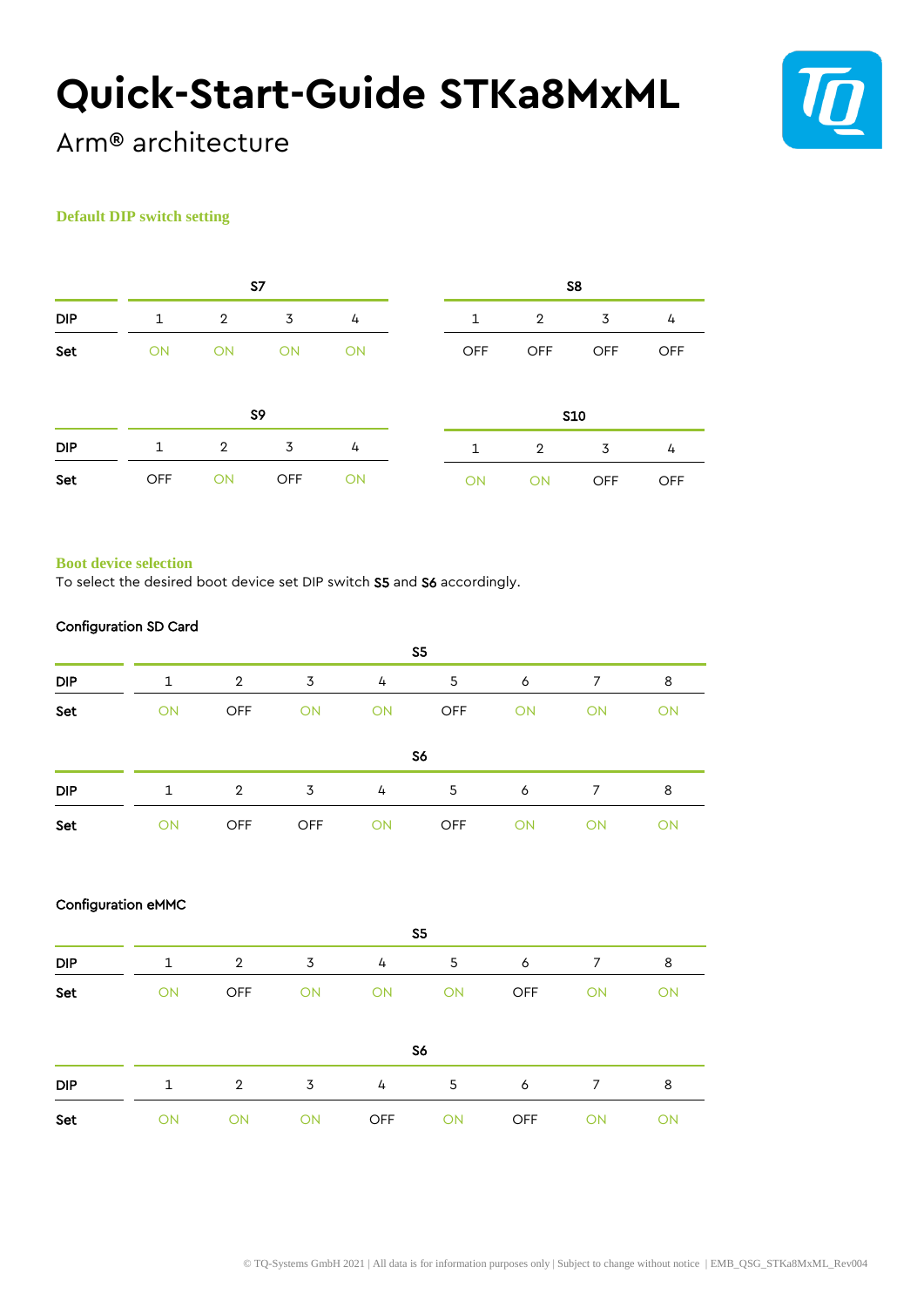# Quick-Start-Guide STKa8MxML

Arm® architecture

### Default DIP switch setting

| | S7 | | | | S8 | | | |
|---|---|---|---|---|---|---|---|---|
| DIP | 1 | 2 | 3 | 4 | 1 | 2 | 3 | 4 |
| Set | ON | ON | ON | ON | OFF | OFF | OFF | OFF |

| | S9 | | | | S10 | | | |
|---|---|---|---|---|---|---|---|---|
| DIP | 1 | 2 | 3 | 4 | 1 | 2 | 3 | 4 |
| Set | OFF | ON | OFF | ON | ON | ON | OFF | OFF |

### Boot device selection

To select the desired boot device set DIP switch **S5** and **S6** accordingly.

#### Configuration SD Card

| | S5 | | | | | | | |
|---|---|---|---|---|---|---|---|---|
| DIP | 1 | 2 | 3 | 4 | 5 | 6 | 7 | 8 |
| Set | ON | OFF | ON | ON | OFF | ON | ON | ON |

| | S6 | | | | | | | |
|---|---|---|---|---|---|---|---|---|
| DIP | 1 | 2 | 3 | 4 | 5 | 6 | 7 | 8 |
| Set | ON | OFF | OFF | ON | OFF | ON | ON | ON |

#### Configuration eMMC

| | S5 | | | | | | | |
|---|---|---|---|---|---|---|---|---|
| DIP | 1 | 2 | 3 | 4 | 5 | 6 | 7 | 8 |
| Set | ON | OFF | ON | ON | ON | OFF | ON | ON |

| | S6 | | | | | | | |
|---|---|---|---|---|---|---|---|---|
| DIP | 1 | 2 | 3 | 4 | 5 | 6 | 7 | 8 |
| Set | ON | ON | ON | OFF | ON | OFF | ON | ON |

© TQ-Systems GmbH 2021 | All data is for information purposes only | Subject to change without notice | EMB_QSG_STKa8MxML_Rev004